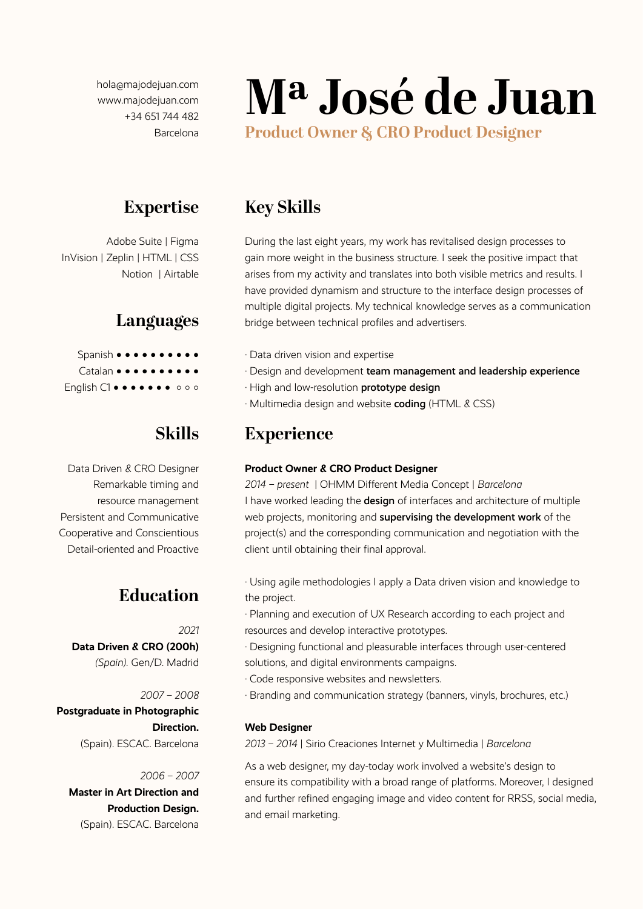hola@majodejuan.com
www.majodejuan.com
+34 651 744 482
Barcelona

# Mª José de Juan

**Product Owner & CRO Product Designer**

## Expertise

Adobe Suite | Figma
InVision | Zeplin | HTML | CSS
Notion | Airtable

## Languages

Spanish ● ● ● ● ● ● ● ● ● ●
Catalan ● ● ● ● ● ● ● ● ● ●
English C1 ● ● ● ● ● ● ● ○ ○ ○

## Skills

Data Driven & CRO Designer
Remarkable timing and resource management
Persistent and Communicative
Cooperative and Conscientious
Detail-oriented and Proactive

## Education

*2021*
**Data Driven & CRO (200h)**
*(Spain).* Gen/D. Madrid

*2007 – 2008*
**Postgraduate in Photographic Direction.**
(Spain). ESCAC. Barcelona

*2006 – 2007*
**Master in Art Direction and Production Design.**
(Spain). ESCAC. Barcelona

## Key Skills

During the last eight years, my work has revitalised design processes to gain more weight in the business structure. I seek the positive impact that arises from my activity and translates into both visible metrics and results. I have provided dynamism and structure to the interface design processes of multiple digital projects. My technical knowledge serves as a communication bridge between technical profiles and advertisers.

· Data driven vision and expertise
· Design and development **team management and leadership experience**
· High and low-resolution **prototype design**
· Multimedia design and website **coding** (HTML & CSS)

## Experience

**Product Owner & CRO Product Designer**
*2014 – present* | OHMM Different Media Concept | *Barcelona*
I have worked leading the **design** of interfaces and architecture of multiple web projects, monitoring and **supervising the development work** of the project(s) and the corresponding communication and negotiation with the client until obtaining their final approval.

· Using agile methodologies I apply a Data driven vision and knowledge to the project.
· Planning and execution of UX Research according to each project and resources and develop interactive prototypes.
· Designing functional and pleasurable interfaces through user-centered solutions, and digital environments campaigns.
· Code responsive websites and newsletters.
· Branding and communication strategy (banners, vinyls, brochures, etc.)

**Web Designer**
*2013 – 2014* | Sirio Creaciones Internet y Multimedia | *Barcelona*

As a web designer, my day-today work involved a website's design to ensure its compatibility with a broad range of platforms. Moreover, I designed and further refined engaging image and video content for RRSS, social media, and email marketing.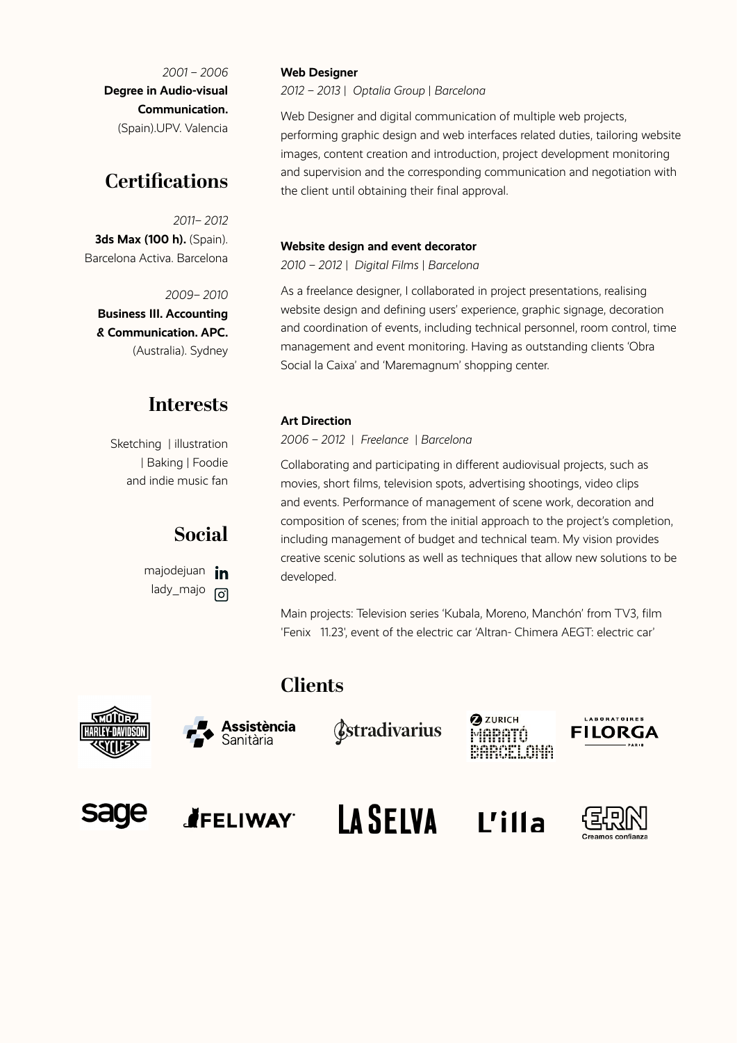*2001 – 2006*
**Degree in Audio-visual Communication.**
(Spain).UPV. Valencia

## Certifications

*2011– 2012*
**3ds Max (100 h).** (Spain). Barcelona Activa. Barcelona

*2009– 2010*
**Business III. Accounting & Communication. APC.**
(Australia). Sydney

## Interests

Sketching | illustration | Baking | Foodie and indie music fan

## Social

majodejuan
lady_majo

**Web Designer**
*2012 – 2013 | Optalia Group | Barcelona*

Web Designer and digital communication of multiple web projects, performing graphic design and web interfaces related duties, tailoring website images, content creation and introduction, project development monitoring and supervision and the corresponding communication and negotiation with the client until obtaining their final approval.

**Website design and event decorator**
*2010 – 2012 | Digital Films | Barcelona*

As a freelance designer, I collaborated in project presentations, realising website design and defining users' experience, graphic signage, decoration and coordination of events, including technical personnel, room control, time management and event monitoring. Having as outstanding clients 'Obra Social la Caixa' and 'Maremagnum' shopping center.

**Art Direction**
*2006 – 2012 | Freelance | Barcelona*

Collaborating and participating in different audiovisual projects, such as movies, short films, television spots, advertising shootings, video clips and events. Performance of management of scene work, decoration and composition of scenes; from the initial approach to the project's completion, including management of budget and technical team. My vision provides creative scenic solutions as well as techniques that allow new solutions to be developed.

Main projects: Television series 'Kubala, Moreno, Manchón' from TV3, film 'Fenix 11.23', event of the electric car 'Altran- Chimera AEGT: electric car'

## Clients

Harley-Davidson Motor Cycles | Assistència Sanitària | Stradivarius | Zurich Marató Barcelona | Laboratoires Filorga Paris
sage | Feliway | La Selva | L'illa | ERN Creamos confianza